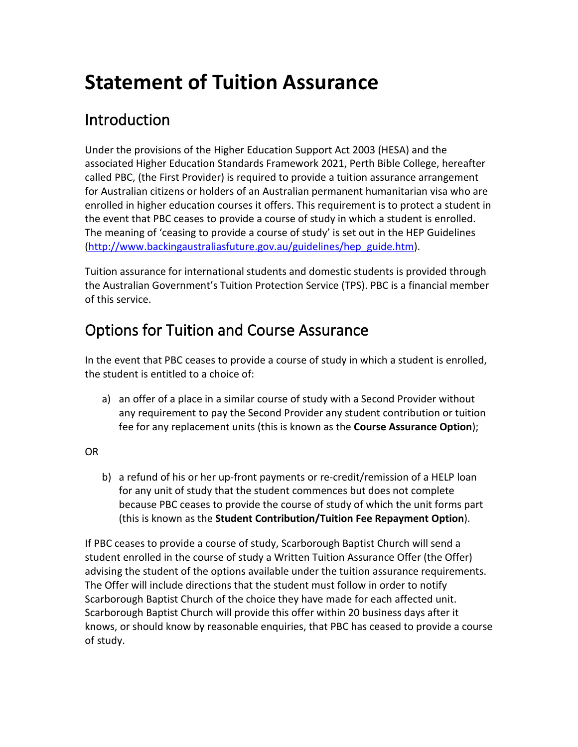# Statement of Tuition Assurance

## Introduction

Under the provisions of the Higher Education Support Act 2003 (HESA) and the associated Higher Education Standards Framework 2021, Perth Bible College, hereafter called PBC, (the First Provider) is required to provide a tuition assurance arrangement for Australian citizens or holders of an Australian permanent humanitarian visa who are enrolled in higher education courses it offers. This requirement is to protect a student in the event that PBC ceases to provide a course of study in which a student is enrolled. The meaning of 'ceasing to provide a course of study' is set out in the HEP Guidelines ([http://www.backingaustraliasfuture.gov.au/guidelines/hep_guide.htm](http://www.backingaustraliasfuture.gov.au/guidelines/hep_guide.htm)).

Tuition assurance for international students and domestic students is provided through the Australian Government's Tuition Protection Service (TPS). PBC is a financial member of this service.

## Options for Tuition and Course Assurance

In the event that PBC ceases to provide a course of study in which a student is enrolled, the student is entitled to a choice of:

a) an offer of a place in a similar course of study with a Second Provider without any requirement to pay the Second Provider any student contribution or tuition fee for any replacement units (this is known as the **Course Assurance Option**);

OR

b) a refund of his or her up-front payments or re-credit/remission of a HELP loan for any unit of study that the student commences but does not complete because PBC ceases to provide the course of study of which the unit forms part (this is known as the **Student Contribution/Tuition Fee Repayment Option**).

If PBC ceases to provide a course of study, Scarborough Baptist Church will send a student enrolled in the course of study a Written Tuition Assurance Offer (the Offer) advising the student of the options available under the tuition assurance requirements. The Offer will include directions that the student must follow in order to notify Scarborough Baptist Church of the choice they have made for each affected unit. Scarborough Baptist Church will provide this offer within 20 business days after it knows, or should know by reasonable enquiries, that PBC has ceased to provide a course of study.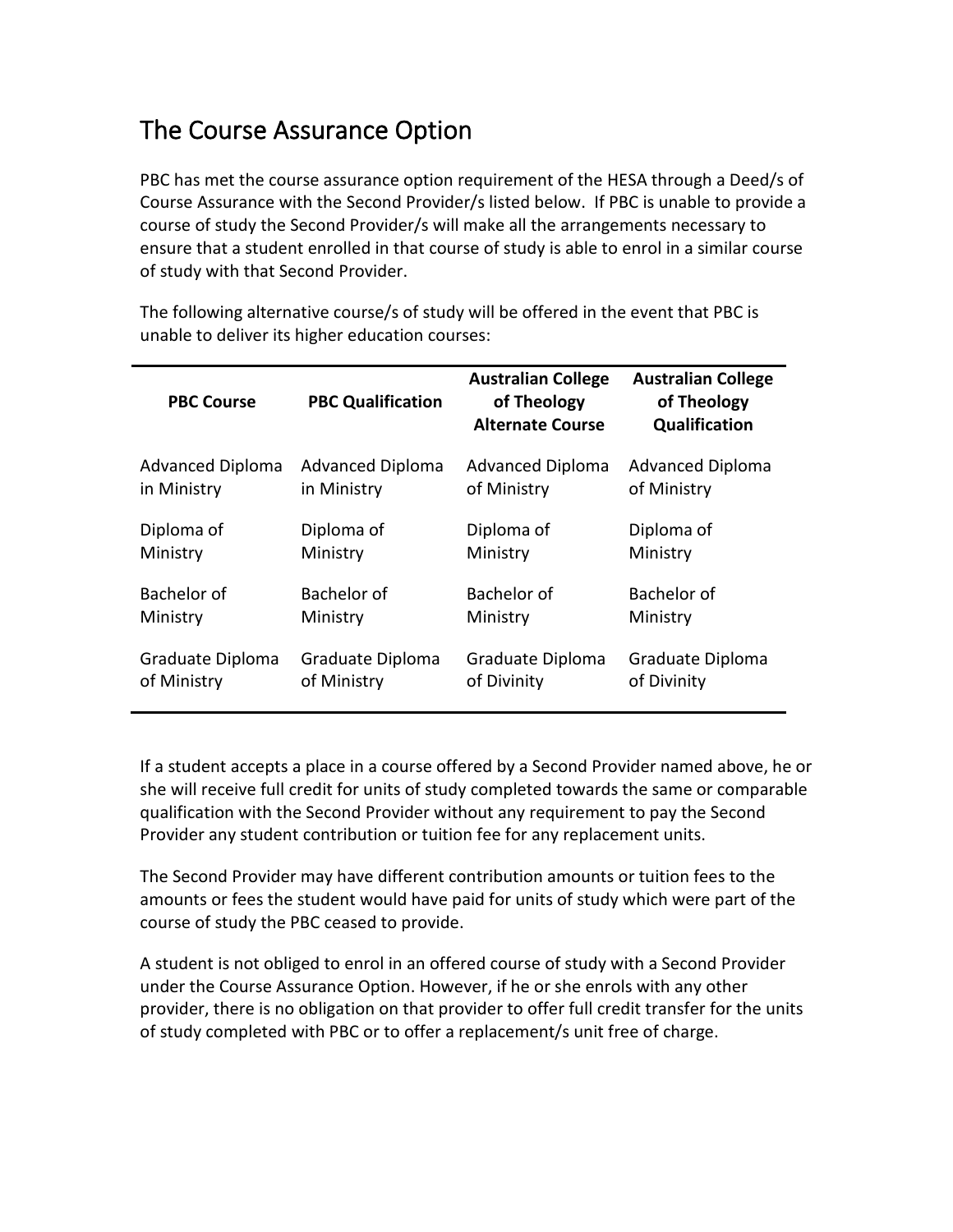# The Course Assurance Option

PBC has met the course assurance option requirement of the HESA through a Deed/s of Course Assurance with the Second Provider/s listed below. If PBC is unable to provide a course of study the Second Provider/s will make all the arrangements necessary to ensure that a student enrolled in that course of study is able to enrol in a similar course of study with that Second Provider.

The following alternative course/s of study will be offered in the event that PBC is unable to deliver its higher education courses:

| PBC Course | PBC Qualification | Australian College of Theology Alternate Course | Australian College of Theology Qualification |
|---|---|---|---|
| Advanced Diploma in Ministry | Advanced Diploma in Ministry | Advanced Diploma of Ministry | Advanced Diploma of Ministry |
| Diploma of Ministry | Diploma of Ministry | Diploma of Ministry | Diploma of Ministry |
| Bachelor of Ministry | Bachelor of Ministry | Bachelor of Ministry | Bachelor of Ministry |
| Graduate Diploma of Ministry | Graduate Diploma of Ministry | Graduate Diploma of Divinity | Graduate Diploma of Divinity |

If a student accepts a place in a course offered by a Second Provider named above, he or she will receive full credit for units of study completed towards the same or comparable qualification with the Second Provider without any requirement to pay the Second Provider any student contribution or tuition fee for any replacement units.

The Second Provider may have different contribution amounts or tuition fees to the amounts or fees the student would have paid for units of study which were part of the course of study the PBC ceased to provide.

A student is not obliged to enrol in an offered course of study with a Second Provider under the Course Assurance Option. However, if he or she enrols with any other provider, there is no obligation on that provider to offer full credit transfer for the units of study completed with PBC or to offer a replacement/s unit free of charge.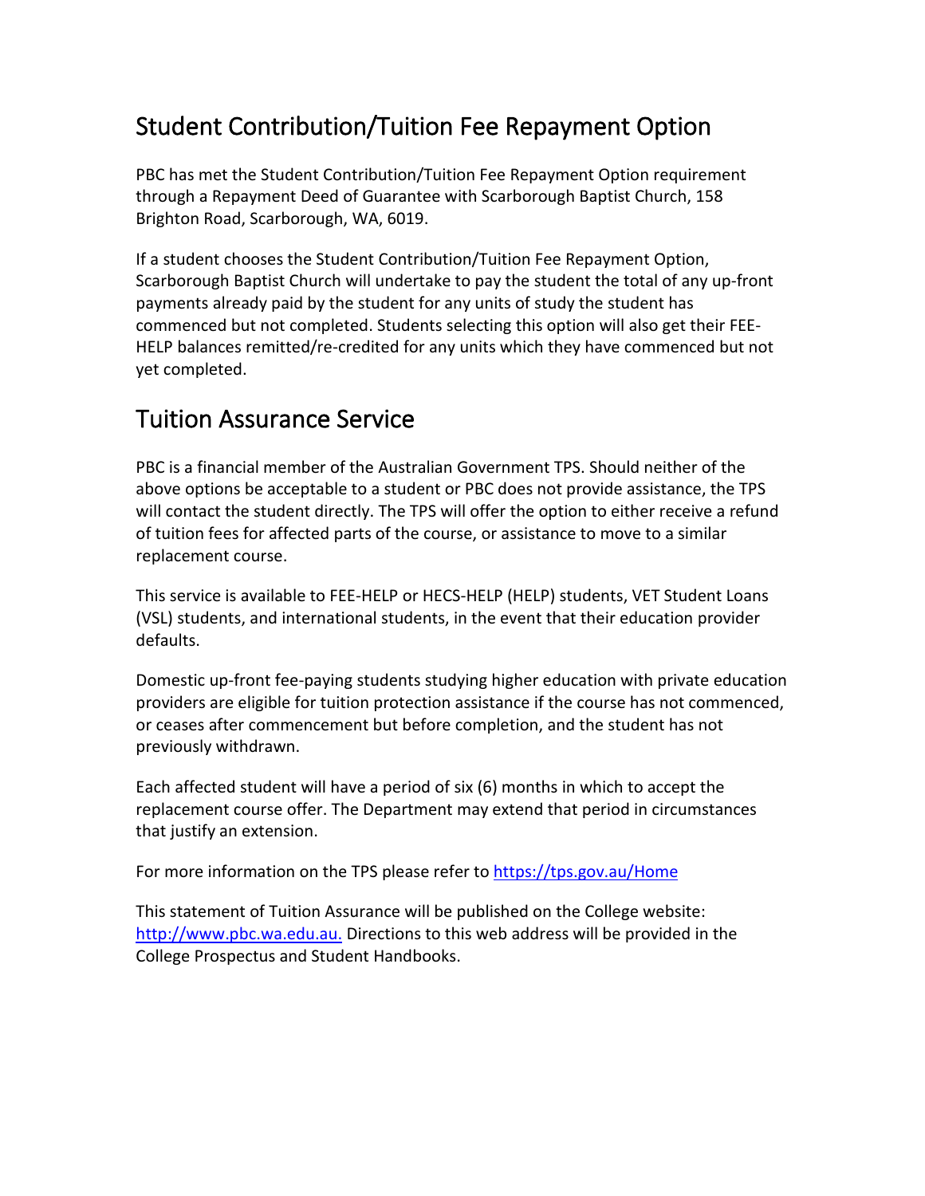## Student Contribution/Tuition Fee Repayment Option

PBC has met the Student Contribution/Tuition Fee Repayment Option requirement through a Repayment Deed of Guarantee with Scarborough Baptist Church, 158 Brighton Road, Scarborough, WA, 6019.

If a student chooses the Student Contribution/Tuition Fee Repayment Option, Scarborough Baptist Church will undertake to pay the student the total of any up-front payments already paid by the student for any units of study the student has commenced but not completed. Students selecting this option will also get their FEE-HELP balances remitted/re-credited for any units which they have commenced but not yet completed.

## Tuition Assurance Service

PBC is a financial member of the Australian Government TPS. Should neither of the above options be acceptable to a student or PBC does not provide assistance, the TPS will contact the student directly. The TPS will offer the option to either receive a refund of tuition fees for affected parts of the course, or assistance to move to a similar replacement course.

This service is available to FEE-HELP or HECS-HELP (HELP) students, VET Student Loans (VSL) students, and international students, in the event that their education provider defaults.

Domestic up-front fee-paying students studying higher education with private education providers are eligible for tuition protection assistance if the course has not commenced, or ceases after commencement but before completion, and the student has not previously withdrawn.

Each affected student will have a period of six (6) months in which to accept the replacement course offer. The Department may extend that period in circumstances that justify an extension.

For more information on the TPS please refer to [https://tps.gov.au/Home](https://tps.gov.au/Home)

This statement of Tuition Assurance will be published on the College website: [http://www.pbc.wa.edu.au.](http://www.pbc.wa.edu.au) Directions to this web address will be provided in the College Prospectus and Student Handbooks.